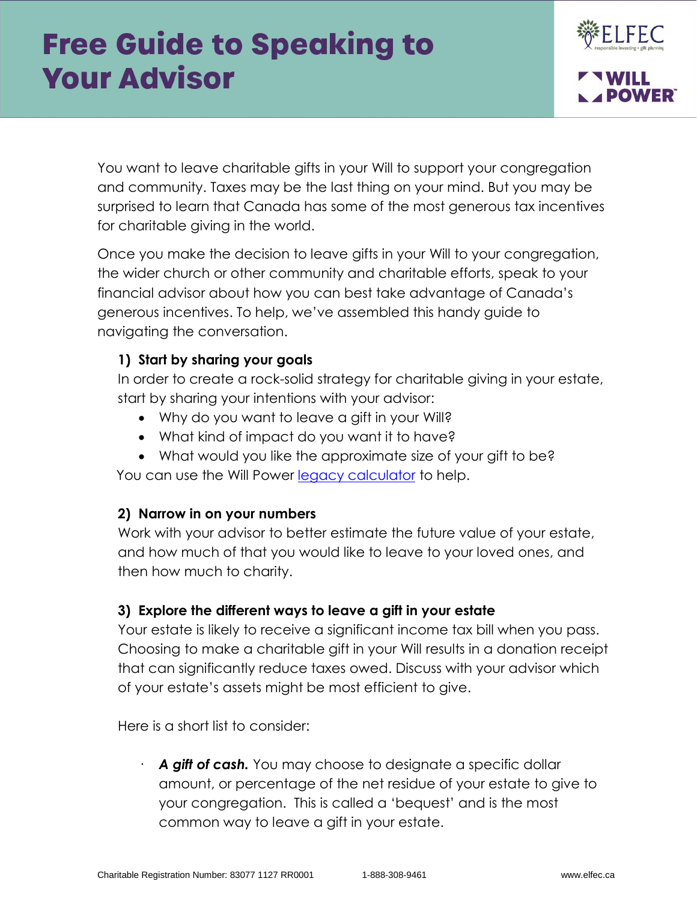# Free Guide to Speaking to Your Advisor

You want to leave charitable gifts in your Will to support your congregation and community. Taxes may be the last thing on your mind. But you may be surprised to learn that Canada has some of the most generous tax incentives for charitable giving in the world.

Once you make the decision to leave gifts in your Will to your congregation, the wider church or other community and charitable efforts, speak to your financial advisor about how you can best take advantage of Canada's generous incentives. To help, we've assembled this handy guide to navigating the conversation.

### 1) Start by sharing your goals

In order to create a rock-solid strategy for charitable giving in your estate, start by sharing your intentions with your advisor:

- Why do you want to leave a gift in your Will?
- What kind of impact do you want it to have?
- What would you like the approximate size of your gift to be?

You can use the Will Power legacy calculator to help.

### 2) Narrow in on your numbers

Work with your advisor to better estimate the future value of your estate, and how much of that you would like to leave to your loved ones, and then how much to charity.

### 3) Explore the different ways to leave a gift in your estate

Your estate is likely to receive a significant income tax bill when you pass. Choosing to make a charitable gift in your Will results in a donation receipt that can significantly reduce taxes owed. Discuss with your advisor which of your estate's assets might be most efficient to give.

Here is a short list to consider:

- ***A gift of cash.*** You may choose to designate a specific dollar amount, or percentage of the net residue of your estate to give to your congregation. This is called a 'bequest' and is the most common way to leave a gift in your estate.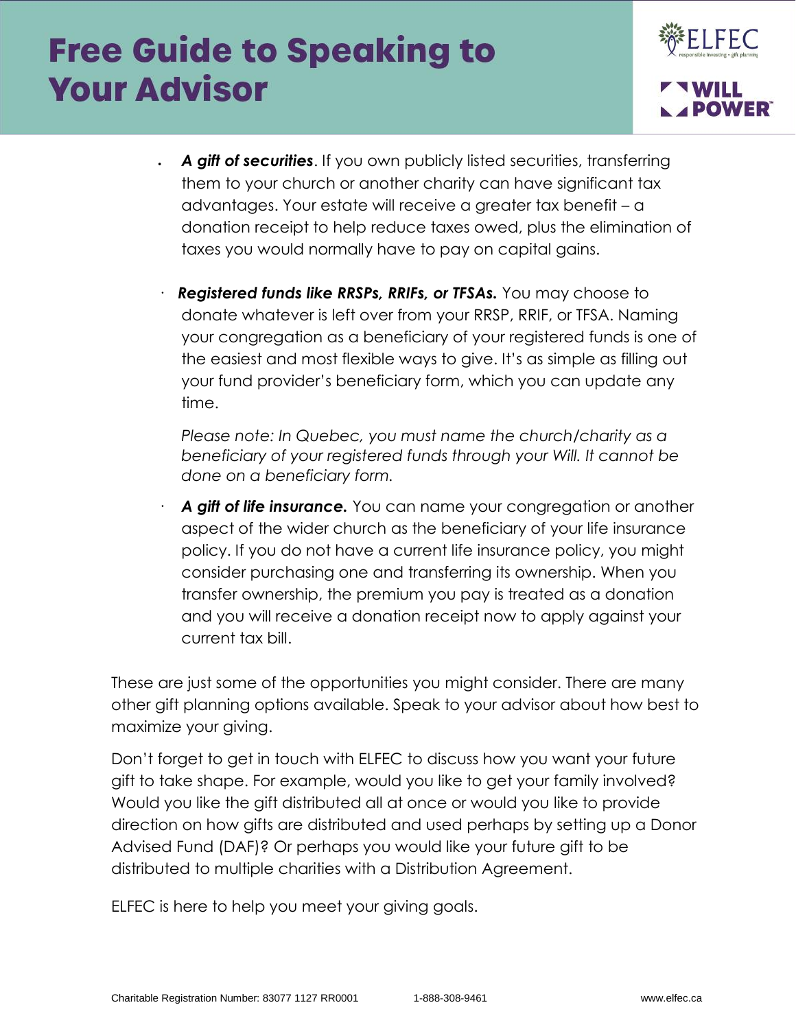- ***A gift of securities***. If you own publicly listed securities, transferring them to your church or another charity can have significant tax advantages. Your estate will receive a greater tax benefit – a donation receipt to help reduce taxes owed, plus the elimination of taxes you would normally have to pay on capital gains.

- ***Registered funds like RRSPs, RRIFs, or TFSAs.*** You may choose to donate whatever is left over from your RRSP, RRIF, or TFSA. Naming your congregation as a beneficiary of your registered funds is one of the easiest and most flexible ways to give. It's as simple as filling out your fund provider's beneficiary form, which you can update any time.

  *Please note: In Quebec, you must name the church/charity as a beneficiary of your registered funds through your Will. It cannot be done on a beneficiary form.*

- ***A gift of life insurance.*** You can name your congregation or another aspect of the wider church as the beneficiary of your life insurance policy. If you do not have a current life insurance policy, you might consider purchasing one and transferring its ownership. When you transfer ownership, the premium you pay is treated as a donation and you will receive a donation receipt now to apply against your current tax bill.

These are just some of the opportunities you might consider. There are many other gift planning options available. Speak to your advisor about how best to maximize your giving.

Don't forget to get in touch with ELFEC to discuss how you want your future gift to take shape. For example, would you like to get your family involved? Would you like the gift distributed all at once or would you like to provide direction on how gifts are distributed and used perhaps by setting up a Donor Advised Fund (DAF)? Or perhaps you would like your future gift to be distributed to multiple charities with a Distribution Agreement.

ELFEC is here to help you meet your giving goals.